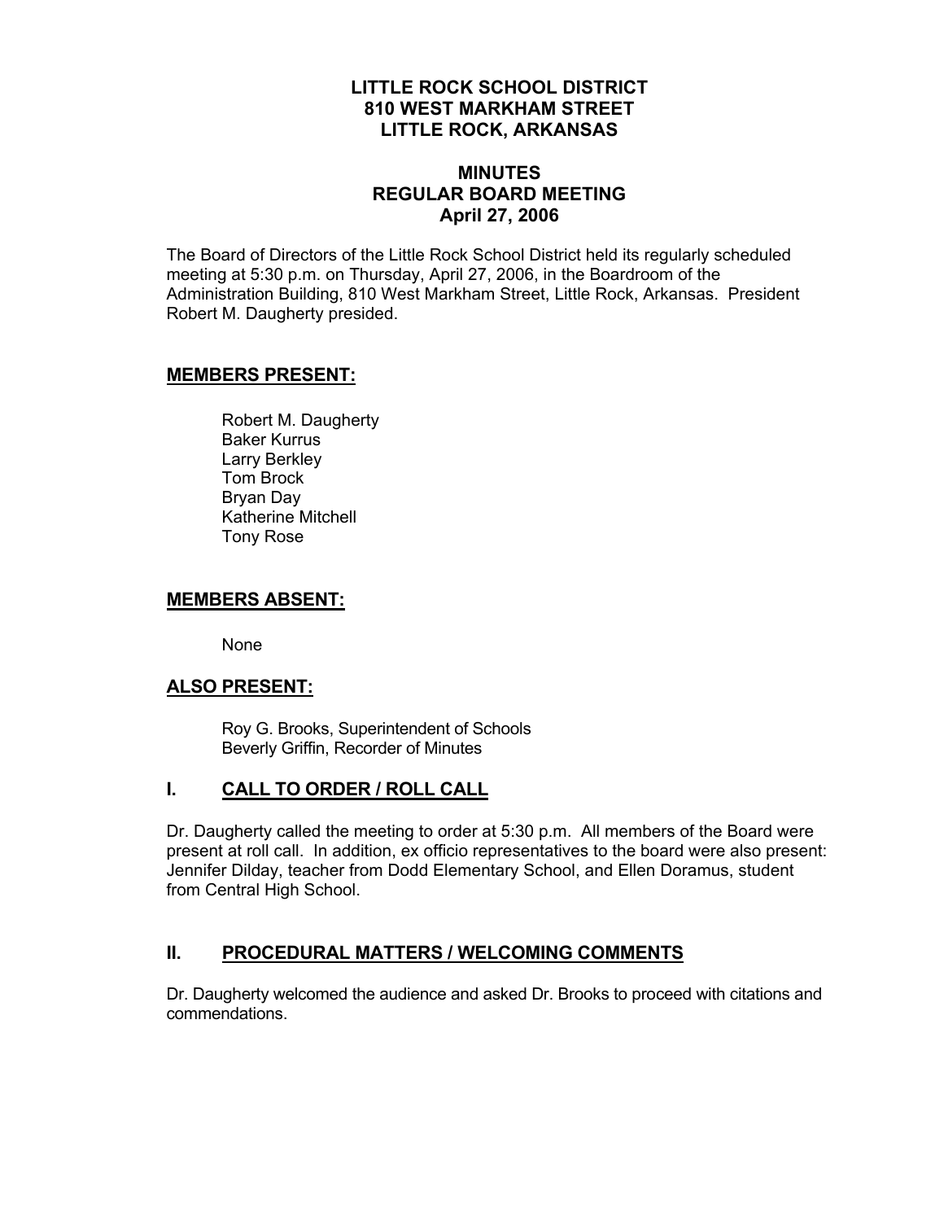# LITTLE ROCK SCHOOL DISTRICT
# 810 WEST MARKHAM STREET
# LITTLE ROCK, ARKANSAS

## MINUTES
## REGULAR BOARD MEETING
## April 27, 2006

The Board of Directors of the Little Rock School District held its regularly scheduled meeting at 5:30 p.m. on Thursday, April 27, 2006, in the Boardroom of the Administration Building, 810 West Markham Street, Little Rock, Arkansas. President Robert M. Daugherty presided.

### MEMBERS PRESENT:

Robert M. Daugherty
Baker Kurrus
Larry Berkley
Tom Brock
Bryan Day
Katherine Mitchell
Tony Rose

### MEMBERS ABSENT:

None

### ALSO PRESENT:

Roy G. Brooks, Superintendent of Schools
Beverly Griffin, Recorder of Minutes

## I. CALL TO ORDER / ROLL CALL

Dr. Daugherty called the meeting to order at 5:30 p.m. All members of the Board were present at roll call. In addition, ex officio representatives to the board were also present: Jennifer Dilday, teacher from Dodd Elementary School, and Ellen Doramus, student from Central High School.

## II. PROCEDURAL MATTERS / WELCOMING COMMENTS

Dr. Daugherty welcomed the audience and asked Dr. Brooks to proceed with citations and commendations.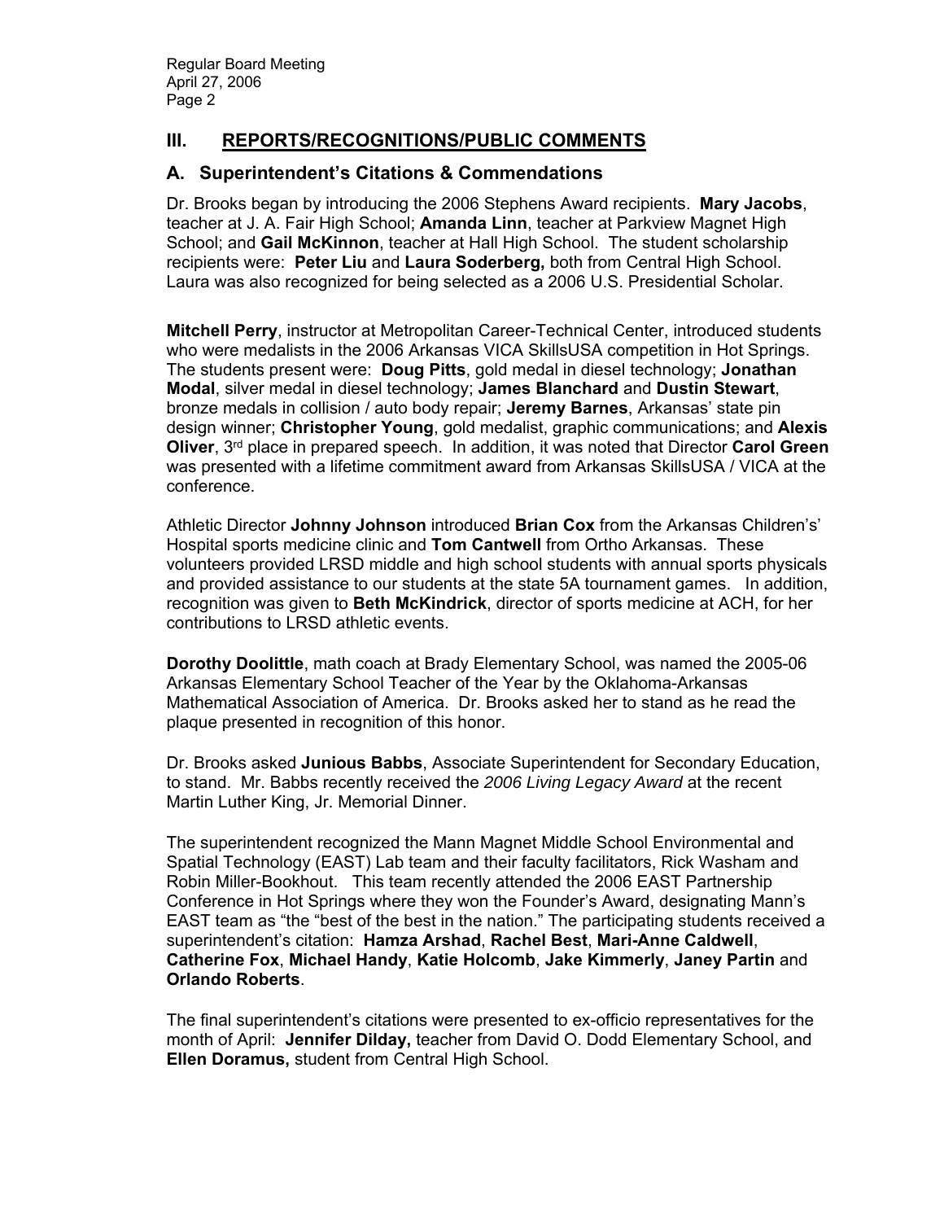## III. REPORTS/RECOGNITIONS/PUBLIC COMMENTS

### A. Superintendent's Citations & Commendations

Dr. Brooks began by introducing the 2006 Stephens Award recipients. **Mary Jacobs**, teacher at J. A. Fair High School; **Amanda Linn**, teacher at Parkview Magnet High School; and **Gail McKinnon**, teacher at Hall High School. The student scholarship recipients were: **Peter Liu** and **Laura Soderberg,** both from Central High School. Laura was also recognized for being selected as a 2006 U.S. Presidential Scholar.

**Mitchell Perry**, instructor at Metropolitan Career-Technical Center, introduced students who were medalists in the 2006 Arkansas VICA SkillsUSA competition in Hot Springs. The students present were: **Doug Pitts**, gold medal in diesel technology; **Jonathan Modal**, silver medal in diesel technology; **James Blanchard** and **Dustin Stewart**, bronze medals in collision / auto body repair; **Jeremy Barnes**, Arkansas' state pin design winner; **Christopher Young**, gold medalist, graphic communications; and **Alexis Oliver**, 3rd place in prepared speech. In addition, it was noted that Director **Carol Green** was presented with a lifetime commitment award from Arkansas SkillsUSA / VICA at the conference.

Athletic Director **Johnny Johnson** introduced **Brian Cox** from the Arkansas Children's' Hospital sports medicine clinic and **Tom Cantwell** from Ortho Arkansas. These volunteers provided LRSD middle and high school students with annual sports physicals and provided assistance to our students at the state 5A tournament games. In addition, recognition was given to **Beth McKindrick**, director of sports medicine at ACH, for her contributions to LRSD athletic events.

**Dorothy Doolittle**, math coach at Brady Elementary School, was named the 2005-06 Arkansas Elementary School Teacher of the Year by the Oklahoma-Arkansas Mathematical Association of America. Dr. Brooks asked her to stand as he read the plaque presented in recognition of this honor.

Dr. Brooks asked **Junious Babbs**, Associate Superintendent for Secondary Education, to stand. Mr. Babbs recently received the *2006 Living Legacy Award* at the recent Martin Luther King, Jr. Memorial Dinner.

The superintendent recognized the Mann Magnet Middle School Environmental and Spatial Technology (EAST) Lab team and their faculty facilitators, Rick Washam and Robin Miller-Bookhout. This team recently attended the 2006 EAST Partnership Conference in Hot Springs where they won the Founder's Award, designating Mann's EAST team as "the "best of the best in the nation." The participating students received a superintendent's citation: **Hamza Arshad**, **Rachel Best**, **Mari-Anne Caldwell**, **Catherine Fox**, **Michael Handy**, **Katie Holcomb**, **Jake Kimmerly**, **Janey Partin** and **Orlando Roberts**.

The final superintendent's citations were presented to ex-officio representatives for the month of April: **Jennifer Dilday,** teacher from David O. Dodd Elementary School, and **Ellen Doramus,** student from Central High School.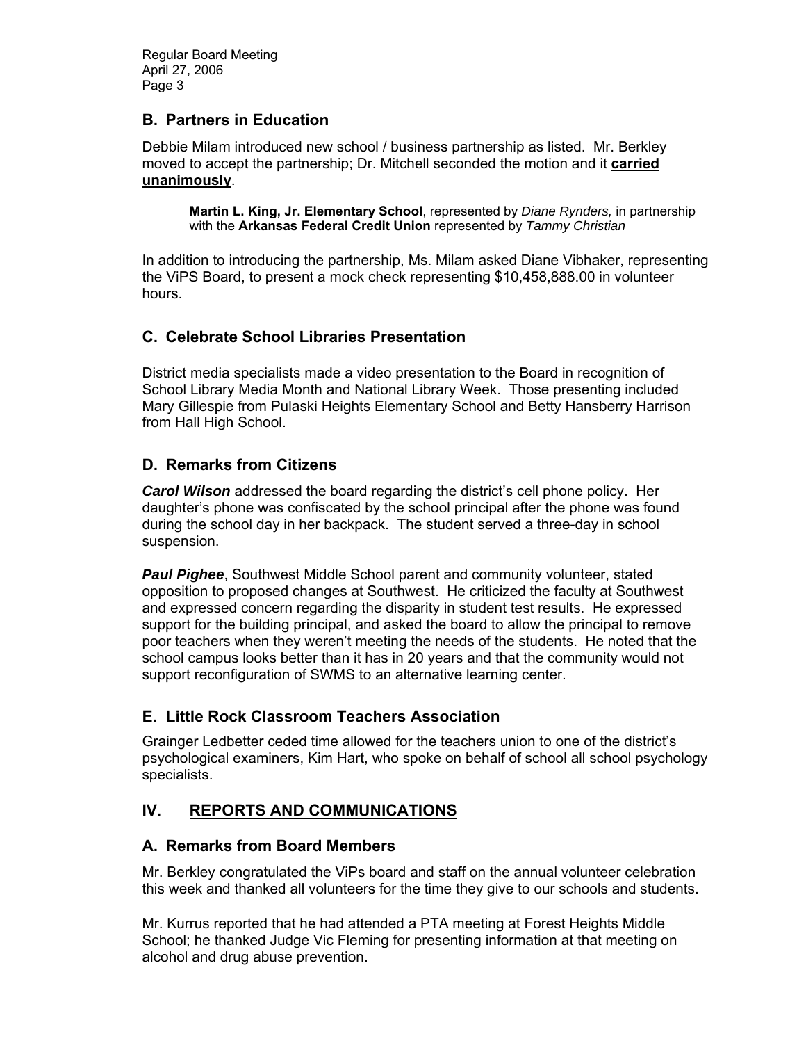## B. Partners in Education

Debbie Milam introduced new school / business partnership as listed. Mr. Berkley moved to accept the partnership; Dr. Mitchell seconded the motion and it **carried unanimously**.

> **Martin L. King, Jr. Elementary School**, represented by *Diane Rynders,* in partnership with the **Arkansas Federal Credit Union** represented by *Tammy Christian*

In addition to introducing the partnership, Ms. Milam asked Diane Vibhaker, representing the ViPS Board, to present a mock check representing $10,458,888.00 in volunteer hours.

## C. Celebrate School Libraries Presentation

District media specialists made a video presentation to the Board in recognition of School Library Media Month and National Library Week. Those presenting included Mary Gillespie from Pulaski Heights Elementary School and Betty Hansberry Harrison from Hall High School.

## D. Remarks from Citizens

***Carol Wilson*** addressed the board regarding the district's cell phone policy. Her daughter's phone was confiscated by the school principal after the phone was found during the school day in her backpack. The student served a three-day in school suspension.

***Paul Pighee***, Southwest Middle School parent and community volunteer, stated opposition to proposed changes at Southwest. He criticized the faculty at Southwest and expressed concern regarding the disparity in student test results. He expressed support for the building principal, and asked the board to allow the principal to remove poor teachers when they weren't meeting the needs of the students. He noted that the school campus looks better than it has in 20 years and that the community would not support reconfiguration of SWMS to an alternative learning center.

## E. Little Rock Classroom Teachers Association

Grainger Ledbetter ceded time allowed for the teachers union to one of the district's psychological examiners, Kim Hart, who spoke on behalf of school all school psychology specialists.

# IV. REPORTS AND COMMUNICATIONS

## A. Remarks from Board Members

Mr. Berkley congratulated the ViPs board and staff on the annual volunteer celebration this week and thanked all volunteers for the time they give to our schools and students.

Mr. Kurrus reported that he had attended a PTA meeting at Forest Heights Middle School; he thanked Judge Vic Fleming for presenting information at that meeting on alcohol and drug abuse prevention.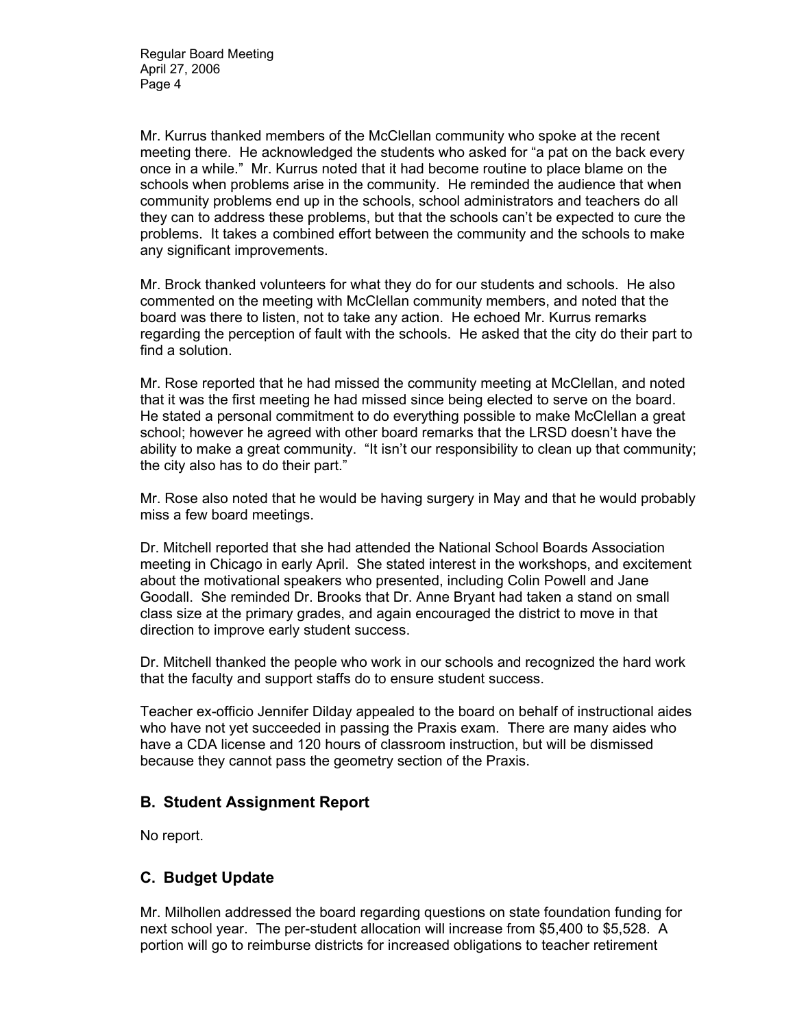Mr. Kurrus thanked members of the McClellan community who spoke at the recent meeting there. He acknowledged the students who asked for "a pat on the back every once in a while." Mr. Kurrus noted that it had become routine to place blame on the schools when problems arise in the community. He reminded the audience that when community problems end up in the schools, school administrators and teachers do all they can to address these problems, but that the schools can't be expected to cure the problems. It takes a combined effort between the community and the schools to make any significant improvements.

Mr. Brock thanked volunteers for what they do for our students and schools. He also commented on the meeting with McClellan community members, and noted that the board was there to listen, not to take any action. He echoed Mr. Kurrus remarks regarding the perception of fault with the schools. He asked that the city do their part to find a solution.

Mr. Rose reported that he had missed the community meeting at McClellan, and noted that it was the first meeting he had missed since being elected to serve on the board. He stated a personal commitment to do everything possible to make McClellan a great school; however he agreed with other board remarks that the LRSD doesn't have the ability to make a great community. "It isn't our responsibility to clean up that community; the city also has to do their part."

Mr. Rose also noted that he would be having surgery in May and that he would probably miss a few board meetings.

Dr. Mitchell reported that she had attended the National School Boards Association meeting in Chicago in early April. She stated interest in the workshops, and excitement about the motivational speakers who presented, including Colin Powell and Jane Goodall. She reminded Dr. Brooks that Dr. Anne Bryant had taken a stand on small class size at the primary grades, and again encouraged the district to move in that direction to improve early student success.

Dr. Mitchell thanked the people who work in our schools and recognized the hard work that the faculty and support staffs do to ensure student success.

Teacher ex-officio Jennifer Dilday appealed to the board on behalf of instructional aides who have not yet succeeded in passing the Praxis exam. There are many aides who have a CDA license and 120 hours of classroom instruction, but will be dismissed because they cannot pass the geometry section of the Praxis.

## B. Student Assignment Report

No report.

## C. Budget Update

Mr. Milhollen addressed the board regarding questions on state foundation funding for next school year. The per-student allocation will increase from $5,400 to $5,528. A portion will go to reimburse districts for increased obligations to teacher retirement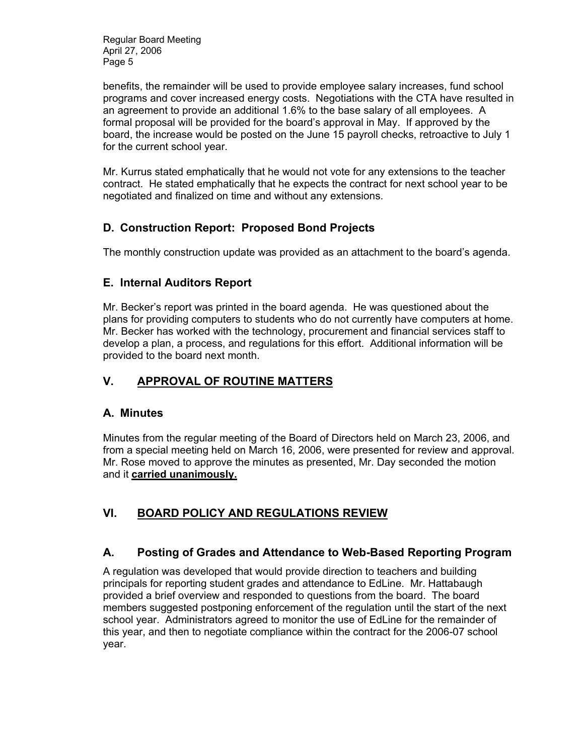benefits, the remainder will be used to provide employee salary increases, fund school programs and cover increased energy costs. Negotiations with the CTA have resulted in an agreement to provide an additional 1.6% to the base salary of all employees. A formal proposal will be provided for the board's approval in May. If approved by the board, the increase would be posted on the June 15 payroll checks, retroactive to July 1 for the current school year.

Mr. Kurrus stated emphatically that he would not vote for any extensions to the teacher contract. He stated emphatically that he expects the contract for next school year to be negotiated and finalized on time and without any extensions.

### D. Construction Report: Proposed Bond Projects

The monthly construction update was provided as an attachment to the board's agenda.

### E. Internal Auditors Report

Mr. Becker's report was printed in the board agenda. He was questioned about the plans for providing computers to students who do not currently have computers at home. Mr. Becker has worked with the technology, procurement and financial services staff to develop a plan, a process, and regulations for this effort. Additional information will be provided to the board next month.

## V. APPROVAL OF ROUTINE MATTERS

### A. Minutes

Minutes from the regular meeting of the Board of Directors held on March 23, 2006, and from a special meeting held on March 16, 2006, were presented for review and approval. Mr. Rose moved to approve the minutes as presented, Mr. Day seconded the motion and it **carried unanimously.**

## VI. BOARD POLICY AND REGULATIONS REVIEW

### A. Posting of Grades and Attendance to Web-Based Reporting Program

A regulation was developed that would provide direction to teachers and building principals for reporting student grades and attendance to EdLine. Mr. Hattabaugh provided a brief overview and responded to questions from the board. The board members suggested postponing enforcement of the regulation until the start of the next school year. Administrators agreed to monitor the use of EdLine for the remainder of this year, and then to negotiate compliance within the contract for the 2006-07 school year.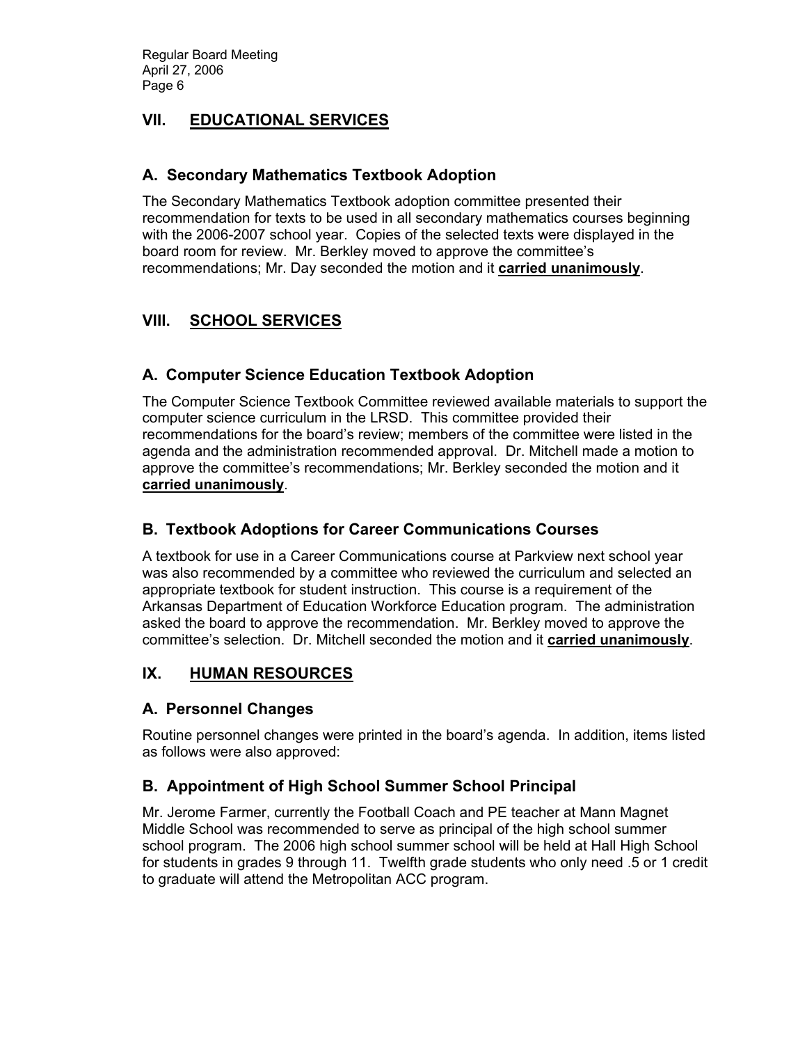## VII. EDUCATIONAL SERVICES

### A. Secondary Mathematics Textbook Adoption

The Secondary Mathematics Textbook adoption committee presented their recommendation for texts to be used in all secondary mathematics courses beginning with the 2006-2007 school year. Copies of the selected texts were displayed in the board room for review. Mr. Berkley moved to approve the committee's recommendations; Mr. Day seconded the motion and it **carried unanimously**.

## VIII. SCHOOL SERVICES

### A. Computer Science Education Textbook Adoption

The Computer Science Textbook Committee reviewed available materials to support the computer science curriculum in the LRSD. This committee provided their recommendations for the board's review; members of the committee were listed in the agenda and the administration recommended approval. Dr. Mitchell made a motion to approve the committee's recommendations; Mr. Berkley seconded the motion and it **carried unanimously**.

### B. Textbook Adoptions for Career Communications Courses

A textbook for use in a Career Communications course at Parkview next school year was also recommended by a committee who reviewed the curriculum and selected an appropriate textbook for student instruction. This course is a requirement of the Arkansas Department of Education Workforce Education program. The administration asked the board to approve the recommendation. Mr. Berkley moved to approve the committee's selection. Dr. Mitchell seconded the motion and it **carried unanimously**.

## IX. HUMAN RESOURCES

### A. Personnel Changes

Routine personnel changes were printed in the board's agenda. In addition, items listed as follows were also approved:

### B. Appointment of High School Summer School Principal

Mr. Jerome Farmer, currently the Football Coach and PE teacher at Mann Magnet Middle School was recommended to serve as principal of the high school summer school program. The 2006 high school summer school will be held at Hall High School for students in grades 9 through 11. Twelfth grade students who only need .5 or 1 credit to graduate will attend the Metropolitan ACC program.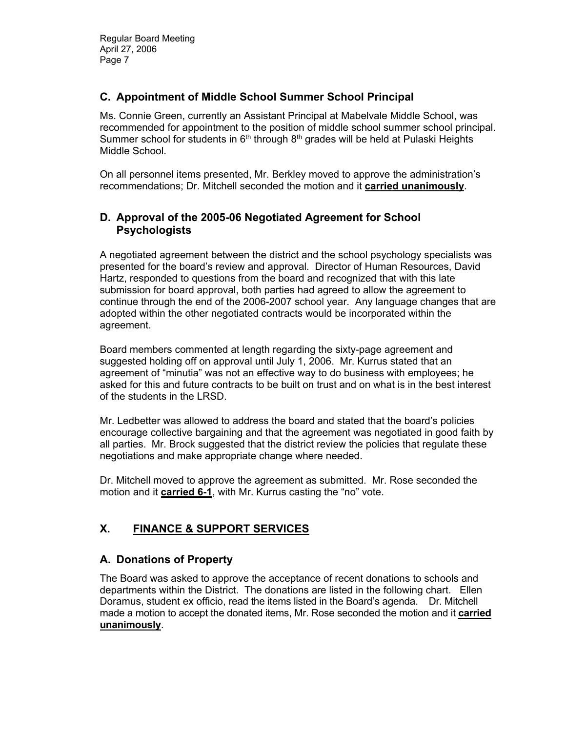## C. Appointment of Middle School Summer School Principal

Ms. Connie Green, currently an Assistant Principal at Mabelvale Middle School, was recommended for appointment to the position of middle school summer school principal. Summer school for students in 6th through 8th grades will be held at Pulaski Heights Middle School.

On all personnel items presented, Mr. Berkley moved to approve the administration's recommendations; Dr. Mitchell seconded the motion and it **carried unanimously**.

## D. Approval of the 2005-06 Negotiated Agreement for School Psychologists

A negotiated agreement between the district and the school psychology specialists was presented for the board's review and approval. Director of Human Resources, David Hartz, responded to questions from the board and recognized that with this late submission for board approval, both parties had agreed to allow the agreement to continue through the end of the 2006-2007 school year. Any language changes that are adopted within the other negotiated contracts would be incorporated within the agreement.

Board members commented at length regarding the sixty-page agreement and suggested holding off on approval until July 1, 2006. Mr. Kurrus stated that an agreement of "minutia" was not an effective way to do business with employees; he asked for this and future contracts to be built on trust and on what is in the best interest of the students in the LRSD.

Mr. Ledbetter was allowed to address the board and stated that the board's policies encourage collective bargaining and that the agreement was negotiated in good faith by all parties. Mr. Brock suggested that the district review the policies that regulate these negotiations and make appropriate change where needed.

Dr. Mitchell moved to approve the agreement as submitted. Mr. Rose seconded the motion and it **carried 6-1**, with Mr. Kurrus casting the "no" vote.

# X. FINANCE & SUPPORT SERVICES

## A. Donations of Property

The Board was asked to approve the acceptance of recent donations to schools and departments within the District. The donations are listed in the following chart. Ellen Doramus, student ex officio, read the items listed in the Board's agenda. Dr. Mitchell made a motion to accept the donated items, Mr. Rose seconded the motion and it **carried unanimously**.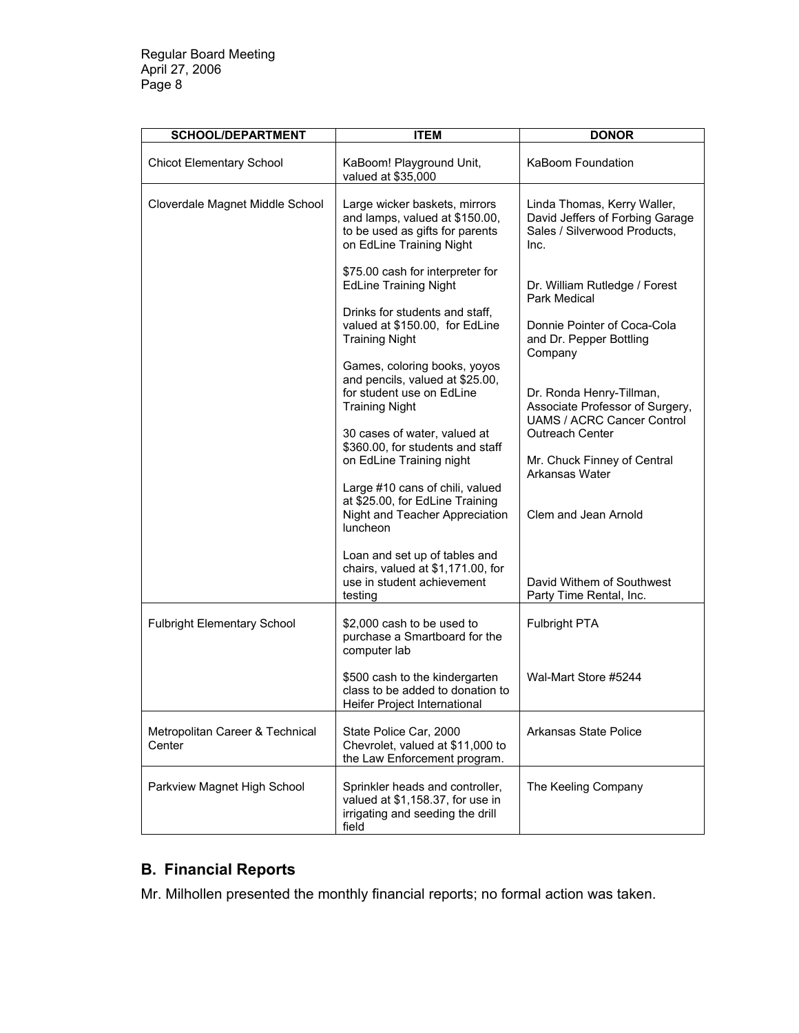| SCHOOL/DEPARTMENT | ITEM | DONOR |
|---|---|---|
| Chicot Elementary School | KaBoom! Playground Unit, valued at $35,000 | KaBoom Foundation |
| Cloverdale Magnet Middle School | Large wicker baskets, mirrors and lamps, valued at $150.00, to be used as gifts for parents on EdLine Training Night | Linda Thomas, Kerry Waller, David Jeffers of Forbing Garage Sales / Silverwood Products, Inc. |
| | $75.00 cash for interpreter for EdLine Training Night | Dr. William Rutledge / Forest Park Medical |
| | Drinks for students and staff, valued at $150.00, for EdLine Training Night | Donnie Pointer of Coca-Cola and Dr. Pepper Bottling Company |
| | Games, coloring books, yoyos and pencils, valued at $25.00, for student use on EdLine Training Night | Dr. Ronda Henry-Tillman, Associate Professor of Surgery, UAMS / ACRC Cancer Control Outreach Center |
| | 30 cases of water, valued at $360.00, for students and staff on EdLine Training night | Mr. Chuck Finney of Central Arkansas Water |
| | Large #10 cans of chili, valued at $25.00, for EdLine Training Night and Teacher Appreciation luncheon | Clem and Jean Arnold |
| | Loan and set up of tables and chairs, valued at $1,171.00, for use in student achievement testing | David Withem of Southwest Party Time Rental, Inc. |
| Fulbright Elementary School | $2,000 cash to be used to purchase a Smartboard for the computer lab | Fulbright PTA |
| | $500 cash to the kindergarten class to be added to donation to Heifer Project International | Wal-Mart Store #5244 |
| Metropolitan Career & Technical Center | State Police Car, 2000 Chevrolet, valued at $11,000 to the Law Enforcement program. | Arkansas State Police |
| Parkview Magnet High School | Sprinkler heads and controller, valued at $1,158.37, for use in irrigating and seeding the drill field | The Keeling Company |

## B. Financial Reports

Mr. Milhollen presented the monthly financial reports; no formal action was taken.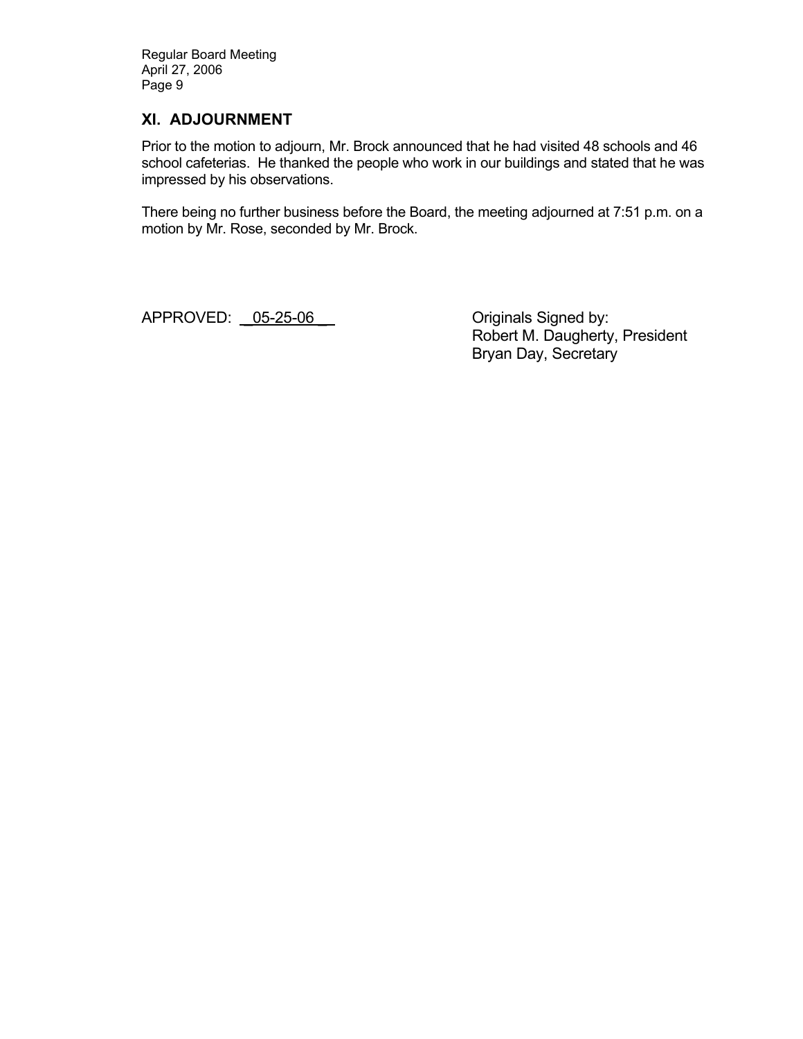## XI. ADJOURNMENT

Prior to the motion to adjourn, Mr. Brock announced that he had visited 48 schools and 46 school cafeterias. He thanked the people who work in our buildings and stated that he was impressed by his observations.

There being no further business before the Board, the meeting adjourned at 7:51 p.m. on a motion by Mr. Rose, seconded by Mr. Brock.

APPROVED: \_\_05-25-06\_\_

Originals Signed by:
Robert M. Daugherty, President
Bryan Day, Secretary